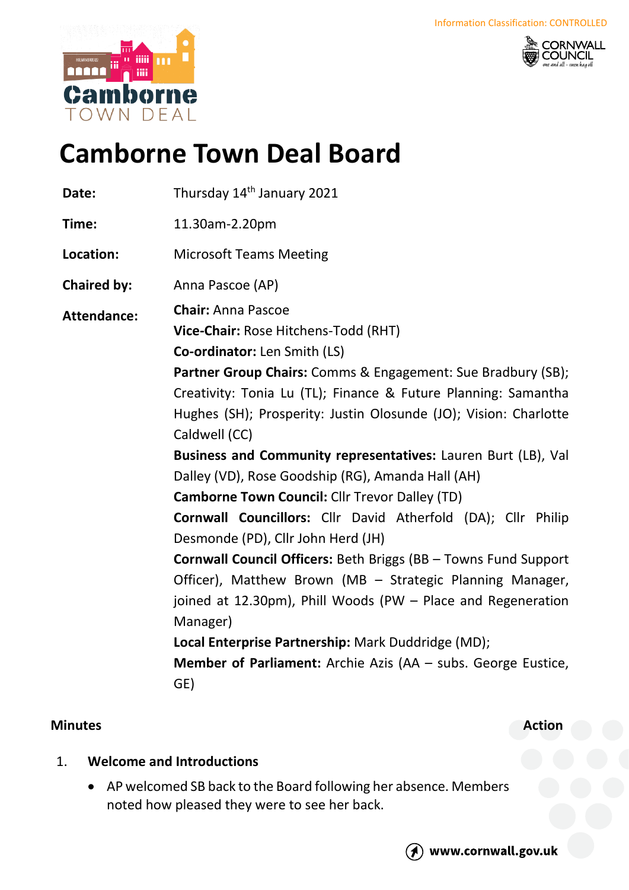Information Classification: CONTROLLED

# Camborne Town Deal Board

**Date:** Thursday 14th January 2021

**Time:** 11.30am-2.20pm

**Location:** Microsoft Teams Meeting

**Chaired by:** Anna Pascoe (AP)

**Attendance:**

**Chair:** Anna Pascoe
**Vice-Chair:** Rose Hitchens-Todd (RHT)
**Co-ordinator:** Len Smith (LS)
**Partner Group Chairs:** Comms & Engagement: Sue Bradbury (SB); Creativity: Tonia Lu (TL); Finance & Future Planning: Samantha Hughes (SH); Prosperity: Justin Olosunde (JO); Vision: Charlotte Caldwell (CC)
**Business and Community representatives:** Lauren Burt (LB), Val Dalley (VD), Rose Goodship (RG), Amanda Hall (AH)
**Camborne Town Council:** Cllr Trevor Dalley (TD)
**Cornwall Councillors:** Cllr David Atherfold (DA); Cllr Philip Desmonde (PD), Cllr John Herd (JH)
**Cornwall Council Officers:** Beth Briggs (BB – Towns Fund Support Officer), Matthew Brown (MB – Strategic Planning Manager, joined at 12.30pm), Phill Woods (PW – Place and Regeneration Manager)
**Local Enterprise Partnership:** Mark Duddridge (MD);
**Member of Parliament:** Archie Azis (AA – subs. George Eustice, GE)

## Minutes — Action

1. **Welcome and Introductions**

   - AP welcomed SB back to the Board following her absence. Members noted how pleased they were to see her back.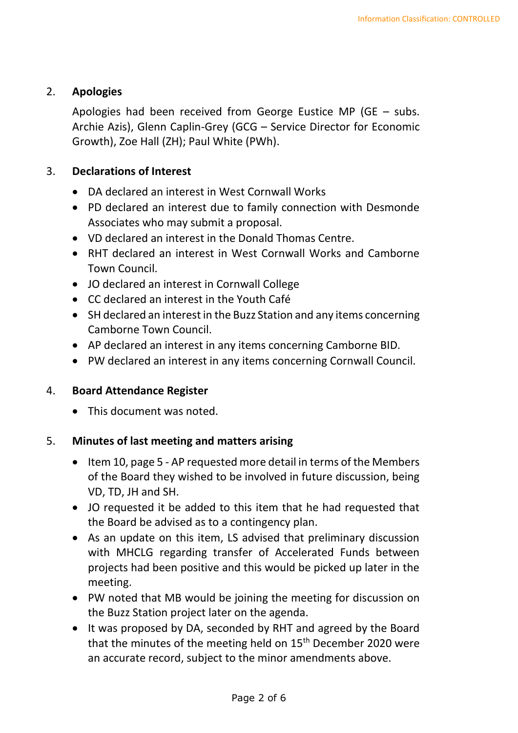2. **Apologies**

   Apologies had been received from George Eustice MP (GE – subs. Archie Azis), Glenn Caplin-Grey (GCG – Service Director for Economic Growth), Zoe Hall (ZH); Paul White (PWh).

3. **Declarations of Interest**

   - DA declared an interest in West Cornwall Works
   - PD declared an interest due to family connection with Desmonde Associates who may submit a proposal.
   - VD declared an interest in the Donald Thomas Centre.
   - RHT declared an interest in West Cornwall Works and Camborne Town Council.
   - JO declared an interest in Cornwall College
   - CC declared an interest in the Youth Café
   - SH declared an interest in the Buzz Station and any items concerning Camborne Town Council.
   - AP declared an interest in any items concerning Camborne BID.
   - PW declared an interest in any items concerning Cornwall Council.

4. **Board Attendance Register**

   - This document was noted.

5. **Minutes of last meeting and matters arising**

   - Item 10, page 5 - AP requested more detail in terms of the Members of the Board they wished to be involved in future discussion, being VD, TD, JH and SH.
   - JO requested it be added to this item that he had requested that the Board be advised as to a contingency plan.
   - As an update on this item, LS advised that preliminary discussion with MHCLG regarding transfer of Accelerated Funds between projects had been positive and this would be picked up later in the meeting.
   - PW noted that MB would be joining the meeting for discussion on the Buzz Station project later on the agenda.
   - It was proposed by DA, seconded by RHT and agreed by the Board that the minutes of the meeting held on 15th December 2020 were an accurate record, subject to the minor amendments above.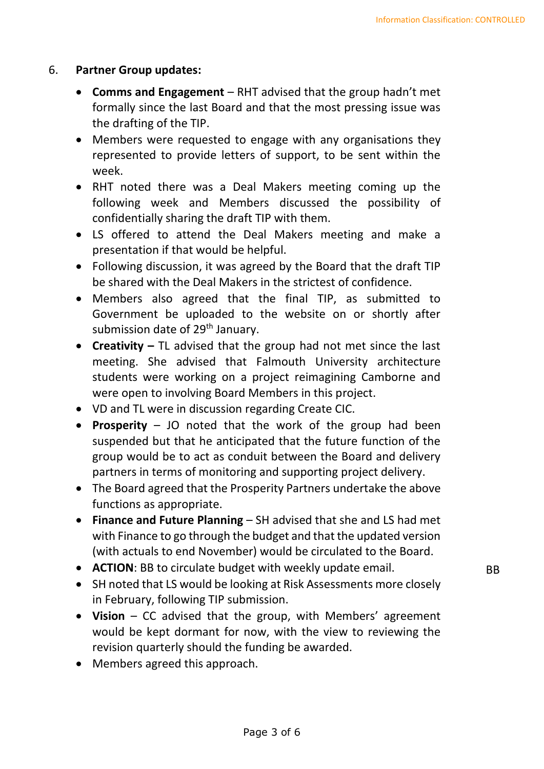6. **Partner Group updates:**

- **Comms and Engagement** – RHT advised that the group hadn't met formally since the last Board and that the most pressing issue was the drafting of the TIP.
- Members were requested to engage with any organisations they represented to provide letters of support, to be sent within the week.
- RHT noted there was a Deal Makers meeting coming up the following week and Members discussed the possibility of confidentially sharing the draft TIP with them.
- LS offered to attend the Deal Makers meeting and make a presentation if that would be helpful.
- Following discussion, it was agreed by the Board that the draft TIP be shared with the Deal Makers in the strictest of confidence.
- Members also agreed that the final TIP, as submitted to Government be uploaded to the website on or shortly after submission date of 29th January.
- **Creativity –** TL advised that the group had not met since the last meeting. She advised that Falmouth University architecture students were working on a project reimagining Camborne and were open to involving Board Members in this project.
- VD and TL were in discussion regarding Create CIC.
- **Prosperity** – JO noted that the work of the group had been suspended but that he anticipated that the future function of the group would be to act as conduit between the Board and delivery partners in terms of monitoring and supporting project delivery.
- The Board agreed that the Prosperity Partners undertake the above functions as appropriate.
- **Finance and Future Planning** – SH advised that she and LS had met with Finance to go through the budget and that the updated version (with actuals to end November) would be circulated to the Board.
- **ACTION**: BB to circulate budget with weekly update email. BB
- SH noted that LS would be looking at Risk Assessments more closely in February, following TIP submission.
- **Vision** – CC advised that the group, with Members' agreement would be kept dormant for now, with the view to reviewing the revision quarterly should the funding be awarded.
- Members agreed this approach.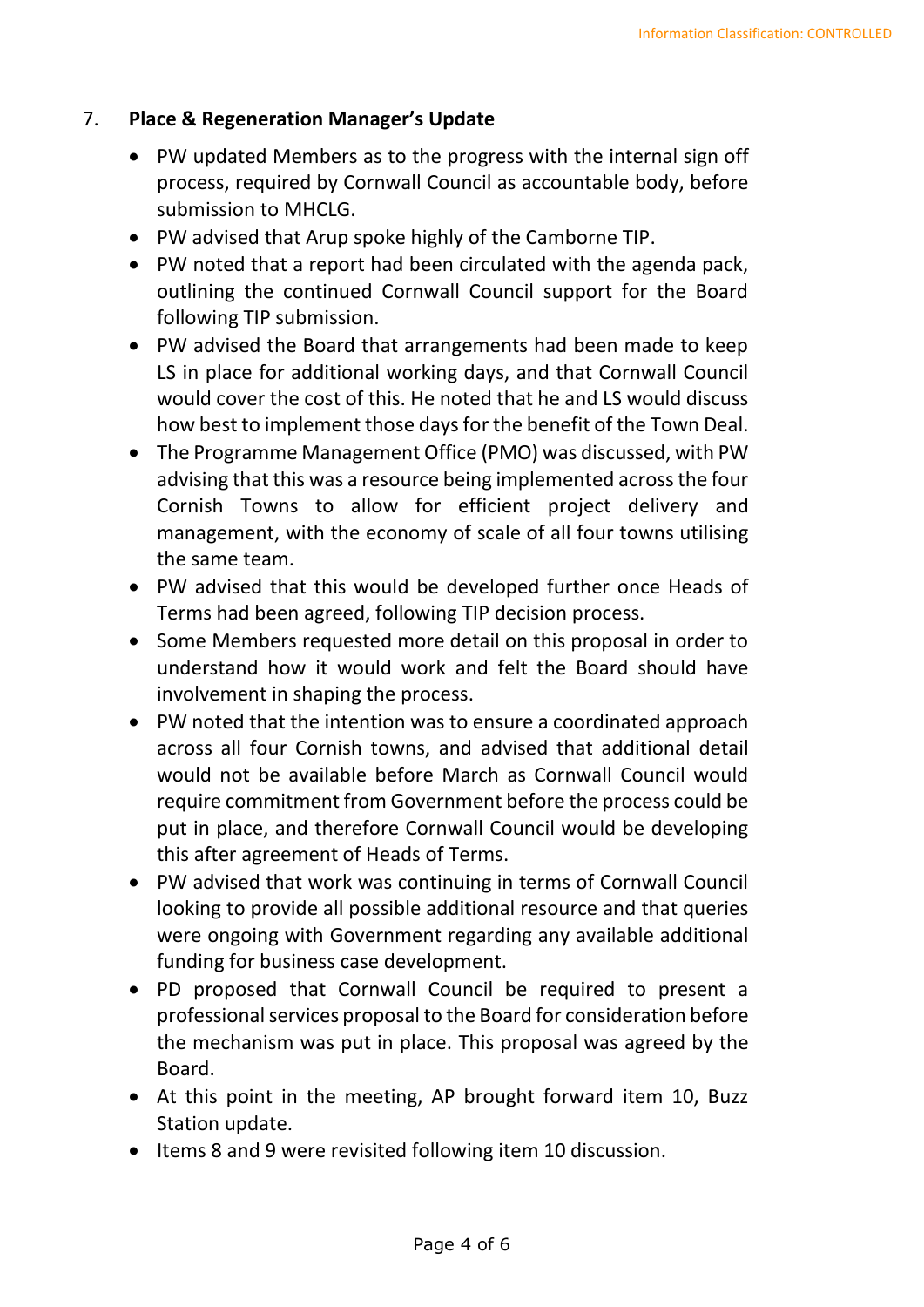7. **Place & Regeneration Manager's Update**

- PW updated Members as to the progress with the internal sign off process, required by Cornwall Council as accountable body, before submission to MHCLG.
- PW advised that Arup spoke highly of the Camborne TIP.
- PW noted that a report had been circulated with the agenda pack, outlining the continued Cornwall Council support for the Board following TIP submission.
- PW advised the Board that arrangements had been made to keep LS in place for additional working days, and that Cornwall Council would cover the cost of this. He noted that he and LS would discuss how best to implement those days for the benefit of the Town Deal.
- The Programme Management Office (PMO) was discussed, with PW advising that this was a resource being implemented across the four Cornish Towns to allow for efficient project delivery and management, with the economy of scale of all four towns utilising the same team.
- PW advised that this would be developed further once Heads of Terms had been agreed, following TIP decision process.
- Some Members requested more detail on this proposal in order to understand how it would work and felt the Board should have involvement in shaping the process.
- PW noted that the intention was to ensure a coordinated approach across all four Cornish towns, and advised that additional detail would not be available before March as Cornwall Council would require commitment from Government before the process could be put in place, and therefore Cornwall Council would be developing this after agreement of Heads of Terms.
- PW advised that work was continuing in terms of Cornwall Council looking to provide all possible additional resource and that queries were ongoing with Government regarding any available additional funding for business case development.
- PD proposed that Cornwall Council be required to present a professional services proposal to the Board for consideration before the mechanism was put in place. This proposal was agreed by the Board.
- At this point in the meeting, AP brought forward item 10, Buzz Station update.
- Items 8 and 9 were revisited following item 10 discussion.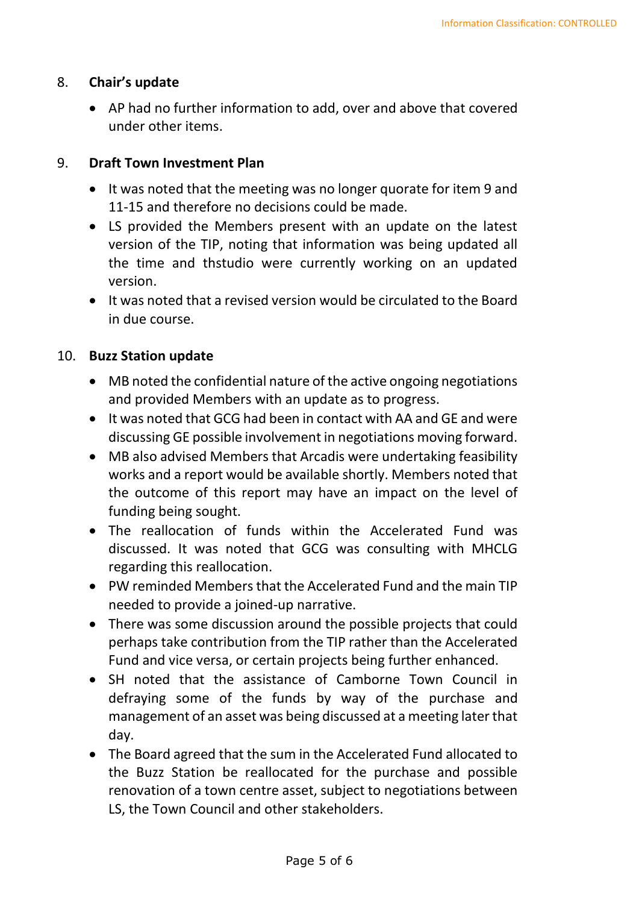8. **Chair's update**

- AP had no further information to add, over and above that covered under other items.

9. **Draft Town Investment Plan**

- It was noted that the meeting was no longer quorate for item 9 and 11-15 and therefore no decisions could be made.
- LS provided the Members present with an update on the latest version of the TIP, noting that information was being updated all the time and thstudio were currently working on an updated version.
- It was noted that a revised version would be circulated to the Board in due course.

10. **Buzz Station update**

- MB noted the confidential nature of the active ongoing negotiations and provided Members with an update as to progress.
- It was noted that GCG had been in contact with AA and GE and were discussing GE possible involvement in negotiations moving forward.
- MB also advised Members that Arcadis were undertaking feasibility works and a report would be available shortly. Members noted that the outcome of this report may have an impact on the level of funding being sought.
- The reallocation of funds within the Accelerated Fund was discussed. It was noted that GCG was consulting with MHCLG regarding this reallocation.
- PW reminded Members that the Accelerated Fund and the main TIP needed to provide a joined-up narrative.
- There was some discussion around the possible projects that could perhaps take contribution from the TIP rather than the Accelerated Fund and vice versa, or certain projects being further enhanced.
- SH noted that the assistance of Camborne Town Council in defraying some of the funds by way of the purchase and management of an asset was being discussed at a meeting later that day.
- The Board agreed that the sum in the Accelerated Fund allocated to the Buzz Station be reallocated for the purchase and possible renovation of a town centre asset, subject to negotiations between LS, the Town Council and other stakeholders.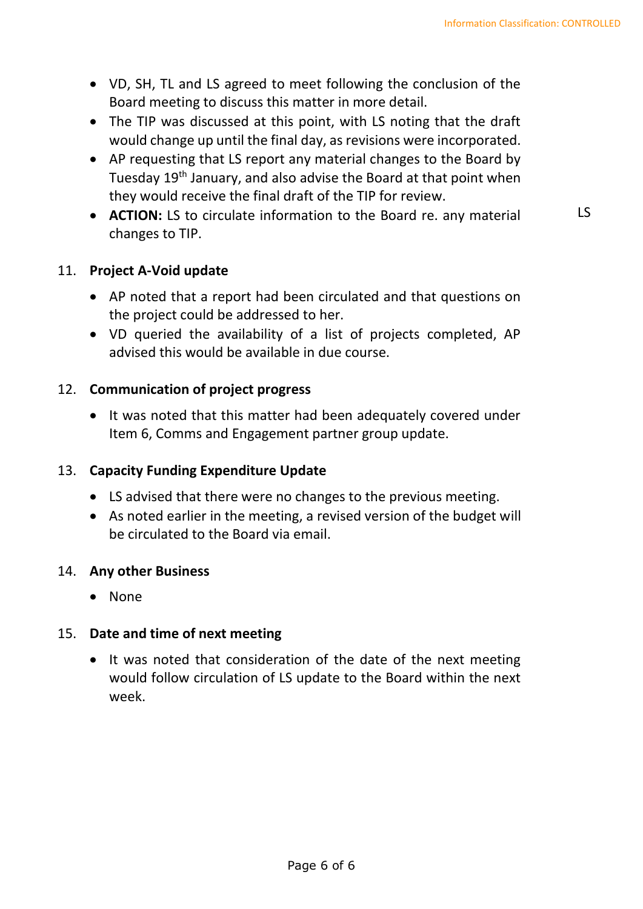- VD, SH, TL and LS agreed to meet following the conclusion of the Board meeting to discuss this matter in more detail.
- The TIP was discussed at this point, with LS noting that the draft would change up until the final day, as revisions were incorporated.
- AP requesting that LS report any material changes to the Board by Tuesday 19th January, and also advise the Board at that point when they would receive the final draft of the TIP for review.
- **ACTION:** LS to circulate information to the Board re. any material changes to TIP. — LS

11. **Project A-Void update**

    - AP noted that a report had been circulated and that questions on the project could be addressed to her.
    - VD queried the availability of a list of projects completed, AP advised this would be available in due course.

12. **Communication of project progress**

    - It was noted that this matter had been adequately covered under Item 6, Comms and Engagement partner group update.

13. **Capacity Funding Expenditure Update**

    - LS advised that there were no changes to the previous meeting.
    - As noted earlier in the meeting, a revised version of the budget will be circulated to the Board via email.

14. **Any other Business**

    - None

15. **Date and time of next meeting**

    - It was noted that consideration of the date of the next meeting would follow circulation of LS update to the Board within the next week.